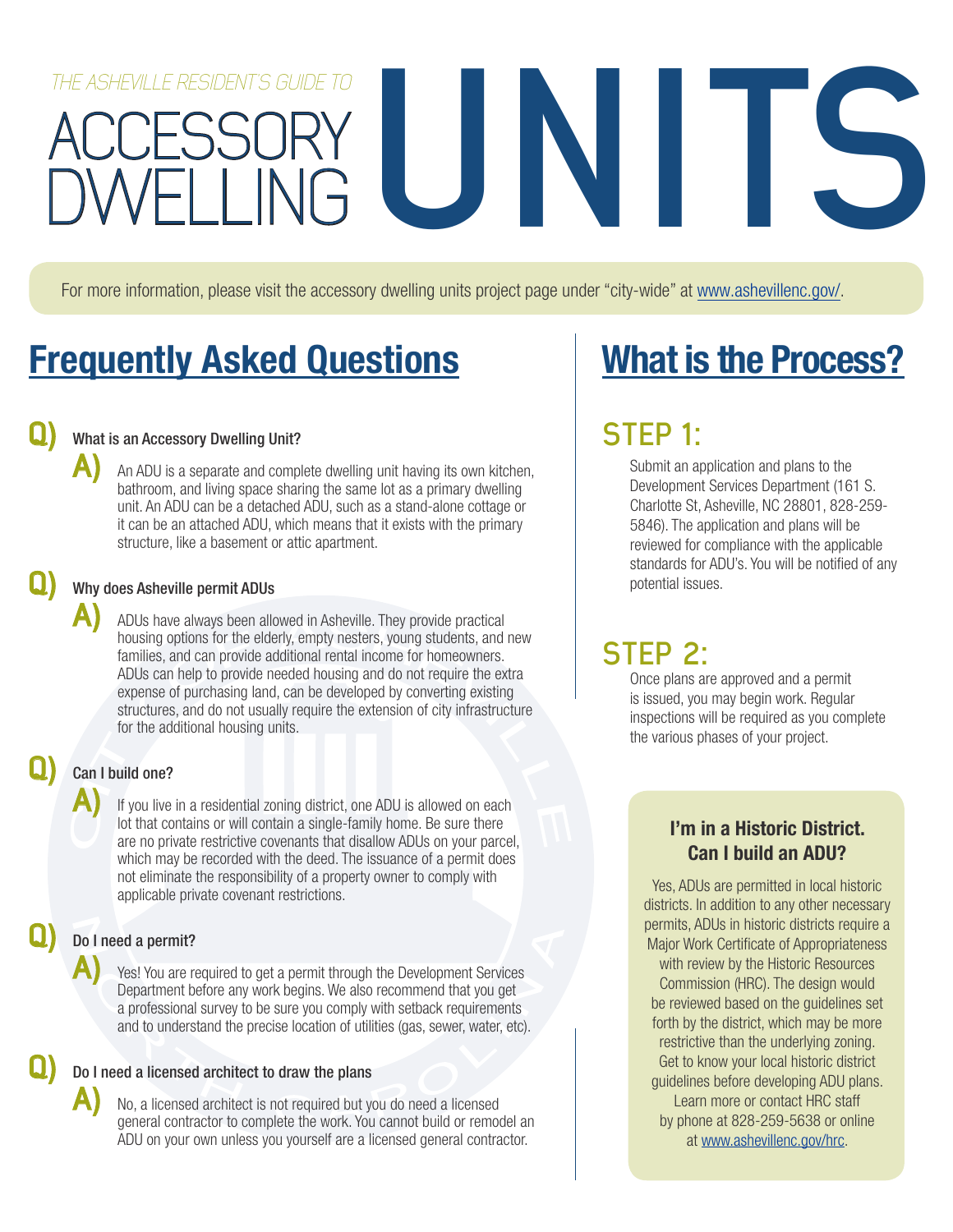*THE ASHEVILLE RESIDENT'S GUIDE TO*

# ACCESSORY DWELLING UNITS

For more information, please visit the accessory dwelling units project page under "city-wide" at www.ashevillenc.gov/.

## Frequently Asked Questions

**Q) What is an Accessory Dwelling Unit?**

**A)** An ADU is a separate and complete dwelling unit having its own kitchen, bathroom, and living space sharing the same lot as a primary dwelling unit. An ADU can be a detached ADU, such as a stand-alone cottage or it can be an attached ADU, which means that it exists with the primary structure, like a basement or attic apartment.

**Q) Why does Asheville permit ADUs**

**A)** ADUs have always been allowed in Asheville. They provide practical housing options for the elderly, empty nesters, young students, and new families, and can provide additional rental income for homeowners. ADUs can help to provide needed housing and do not require the extra expense of purchasing land, can be developed by converting existing structures, and do not usually require the extension of city infrastructure for the additional housing units.

**Q) Can I build one?**

**A)** If you live in a residential zoning district, one ADU is allowed on each lot that contains or will contain a single-family home. Be sure there are no private restrictive covenants that disallow ADUs on your parcel, which may be recorded with the deed. The issuance of a permit does not eliminate the responsibility of a property owner to comply with applicable private covenant restrictions.

**Q) Do I need a permit?**

**A)** Yes! You are required to get a permit through the Development Services Department before any work begins. We also recommend that you get a professional survey to be sure you comply with setback requirements and to understand the precise location of utilities (gas, sewer, water, etc).

**Q) Do I need a licensed architect to draw the plans**

**A)** No, a licensed architect is not required but you do need a licensed general contractor to complete the work. You cannot build or remodel an ADU on your own unless you yourself are a licensed general contractor.

## What is the Process?

### STEP 1:

Submit an application and plans to the Development Services Department (161 S. Charlotte St, Asheville, NC 28801, 828-259-5846). The application and plans will be reviewed for compliance with the applicable standards for ADU's. You will be notified of any potential issues.

### STEP 2:

Once plans are approved and a permit is issued, you may begin work. Regular inspections will be required as you complete the various phases of your project.

**I'm in a Historic District. Can I build an ADU?**

Yes, ADUs are permitted in local historic districts. In addition to any other necessary permits, ADUs in historic districts require a Major Work Certificate of Appropriateness with review by the Historic Resources Commission (HRC). The design would be reviewed based on the guidelines set forth by the district, which may be more restrictive than the underlying zoning. Get to know your local historic district guidelines before developing ADU plans. Learn more or contact HRC staff by phone at 828-259-5638 or online at www.ashevillenc.gov/hrc.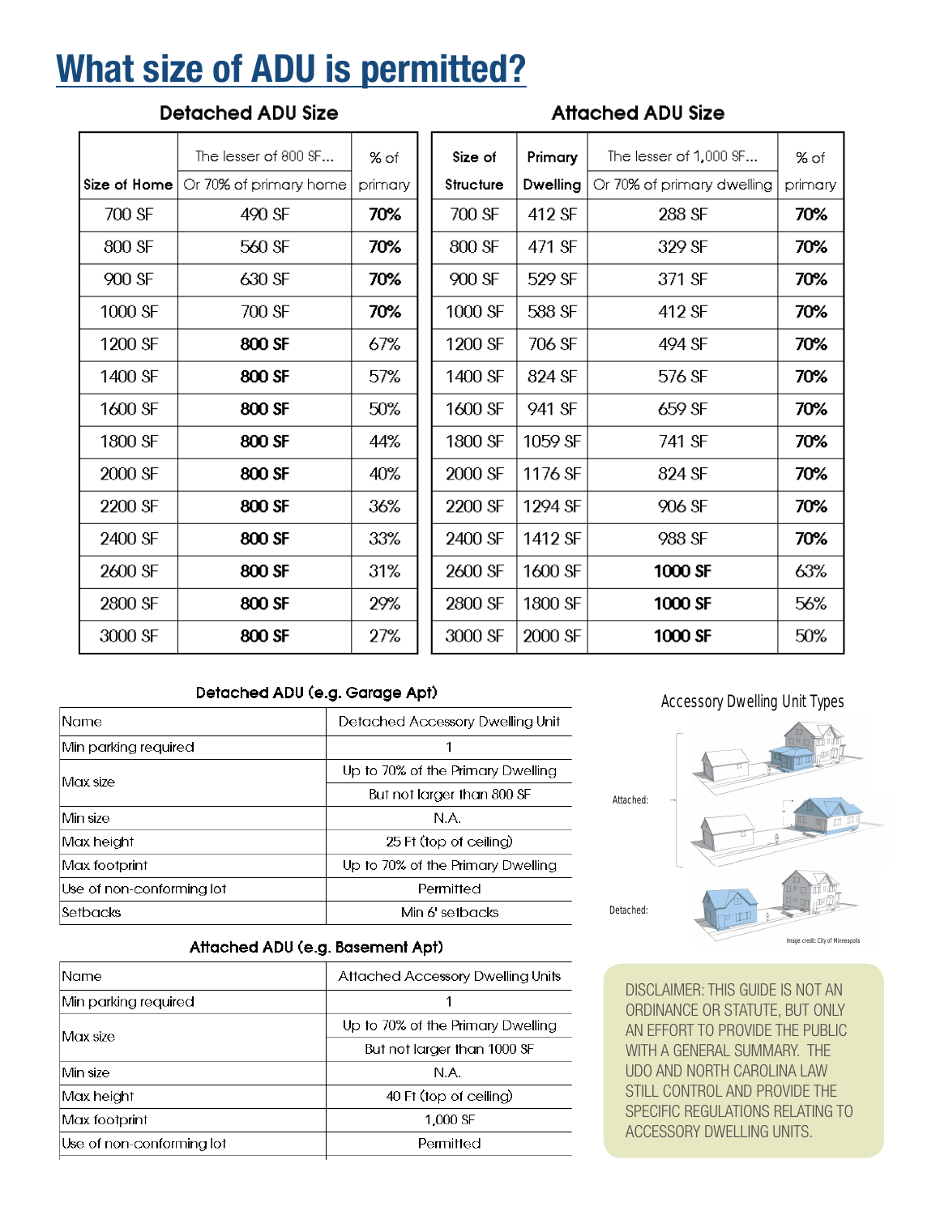# What size of ADU is permitted?

## Detached ADU Size

| Size of Home | The lesser of 800 SF... Or 70% of primary home | % of primary |
|---|---|---|
| 700 SF | 490 SF | **70%** |
| 800 SF | 560 SF | **70%** |
| 900 SF | 630 SF | **70%** |
| 1000 SF | 700 SF | **70%** |
| 1200 SF | **800 SF** | 67% |
| 1400 SF | **800 SF** | 57% |
| 1600 SF | **800 SF** | 50% |
| 1800 SF | **800 SF** | 44% |
| 2000 SF | **800 SF** | 40% |
| 2200 SF | **800 SF** | 36% |
| 2400 SF | **800 SF** | 33% |
| 2600 SF | **800 SF** | 31% |
| 2800 SF | **800 SF** | 29% |
| 3000 SF | **800 SF** | 27% |

## Attached ADU Size

| Size of Structure | Primary Dwelling | The lesser of 1,000 SF... Or 70% of primary dwelling | % of primary |
|---|---|---|---|
| 700 SF | 412 SF | 288 SF | **70%** |
| 800 SF | 471 SF | 329 SF | **70%** |
| 900 SF | 529 SF | 371 SF | **70%** |
| 1000 SF | 588 SF | 412 SF | **70%** |
| 1200 SF | 706 SF | 494 SF | **70%** |
| 1400 SF | 824 SF | 576 SF | **70%** |
| 1600 SF | 941 SF | 659 SF | **70%** |
| 1800 SF | 1059 SF | 741 SF | **70%** |
| 2000 SF | 1176 SF | 824 SF | **70%** |
| 2200 SF | 1294 SF | 906 SF | **70%** |
| 2400 SF | 1412 SF | 988 SF | **70%** |
| 2600 SF | 1600 SF | **1000 SF** | 63% |
| 2800 SF | 1800 SF | **1000 SF** | 56% |
| 3000 SF | 2000 SF | **1000 SF** | 50% |

### Detached ADU (e.g. Garage Apt)

| | |
|---|---|
| Name | Detached Accessory Dwelling Unit |
| Min parking required | 1 |
| Max size | Up to 70% of the Primary Dwelling<br>But not larger than 800 SF |
| Min size | N.A. |
| Max height | 25 Ft (top of ceiling) |
| Max footprint | Up to 70% of the Primary Dwelling |
| Use of non-conforming lot | Permitted |
| Setbacks | Min 6' setbacks |

### Attached ADU (e.g. Basement Apt)

| | |
|---|---|
| Name | Attached Accessory Dwelling Units |
| Min parking required | 1 |
| Max size | Up to 70% of the Primary Dwelling<br>But not larger than 1000 SF |
| Min size | N.A. |
| Max height | 40 Ft (top of ceiling) |
| Max footprint | 1,000 SF |
| Use of non-conforming lot | Permitted |

Accessory Dwelling Unit Types

Attached:

Detached:

Image credit: City of Minneapolis

DISCLAIMER: THIS GUIDE IS NOT AN ORDINANCE OR STATUTE, BUT ONLY AN EFFORT TO PROVIDE THE PUBLIC WITH A GENERAL SUMMARY. THE UDO AND NORTH CAROLINA LAW STILL CONTROL AND PROVIDE THE SPECIFIC REGULATIONS RELATING TO ACCESSORY DWELLING UNITS.